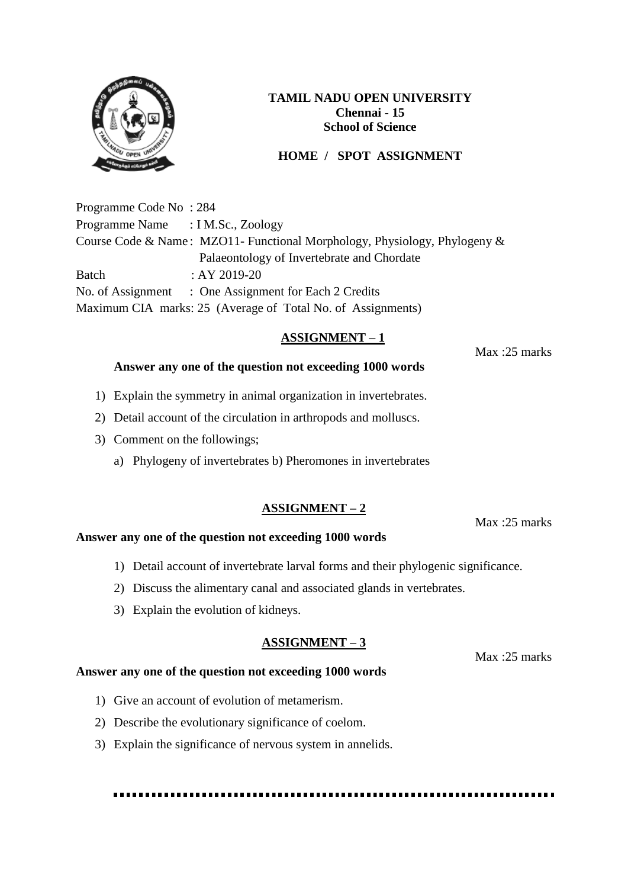**TAMIL NADU OPEN UNIVERSITY**
**Chennai - 15**
**School of Science**

**HOME / SPOT ASSIGNMENT**

Programme Code No : 284
Programme Name : I M.Sc., Zoology
Course Code & Name : MZO11- Functional Morphology, Physiology, Phylogeny & Palaeontology of Invertebrate and Chordate
Batch : AY 2019-20
No. of Assignment : One Assignment for Each 2 Credits
Maximum CIA marks: 25 (Average of Total No. of Assignments)

## ASSIGNMENT – 1

Max :25 marks

**Answer any one of the question not exceeding 1000 words**

1) Explain the symmetry in animal organization in invertebrates.
2) Detail account of the circulation in arthropods and molluscs.
3) Comment on the followings;
   a) Phylogeny of invertebrates b) Pheromones in invertebrates

## ASSIGNMENT – 2

Max :25 marks

**Answer any one of the question not exceeding 1000 words**

1) Detail account of invertebrate larval forms and their phylogenic significance.
2) Discuss the alimentary canal and associated glands in vertebrates.
3) Explain the evolution of kidneys.

## ASSIGNMENT – 3

Max :25 marks

**Answer any one of the question not exceeding 1000 words**

1) Give an account of evolution of metamerism.
2) Describe the evolutionary significance of coelom.
3) Explain the significance of nervous system in annelids.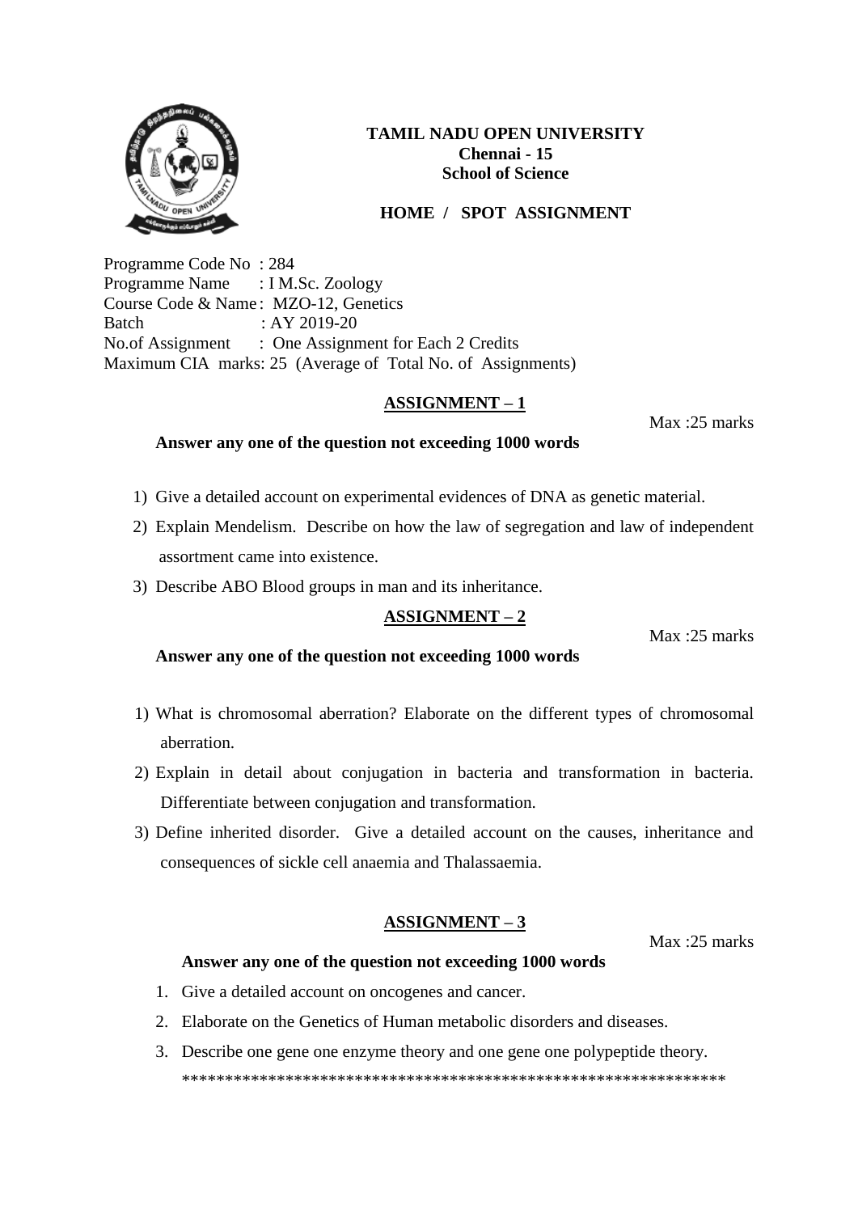**TAMIL NADU OPEN UNIVERSITY**
**Chennai - 15**
**School of Science**

**HOME / SPOT ASSIGNMENT**

Programme Code No : 284
Programme Name : I M.Sc. Zoology
Course Code & Name : MZO-12, Genetics
Batch : AY 2019-20
No.of Assignment : One Assignment for Each 2 Credits
Maximum CIA marks: 25 (Average of Total No. of Assignments)

## ASSIGNMENT – 1

Max :25 marks

**Answer any one of the question not exceeding 1000 words**

1) Give a detailed account on experimental evidences of DNA as genetic material.
2) Explain Mendelism. Describe on how the law of segregation and law of independent assortment came into existence.
3) Describe ABO Blood groups in man and its inheritance.

## ASSIGNMENT – 2

Max :25 marks

**Answer any one of the question not exceeding 1000 words**

1) What is chromosomal aberration? Elaborate on the different types of chromosomal aberration.
2) Explain in detail about conjugation in bacteria and transformation in bacteria. Differentiate between conjugation and transformation.
3) Define inherited disorder. Give a detailed account on the causes, inheritance and consequences of sickle cell anaemia and Thalassaemia.

## ASSIGNMENT – 3

Max :25 marks

**Answer any one of the question not exceeding 1000 words**

1. Give a detailed account on oncogenes and cancer.
2. Elaborate on the Genetics of Human metabolic disorders and diseases.
3. Describe one gene one enzyme theory and one gene one polypeptide theory.

\*\*\*\*\*\*\*\*\*\*\*\*\*\*\*\*\*\*\*\*\*\*\*\*\*\*\*\*\*\*\*\*\*\*\*\*\*\*\*\*\*\*\*\*\*\*\*\*\*\*\*\*\*\*\*\*\*\*\*\*\*\*\*\*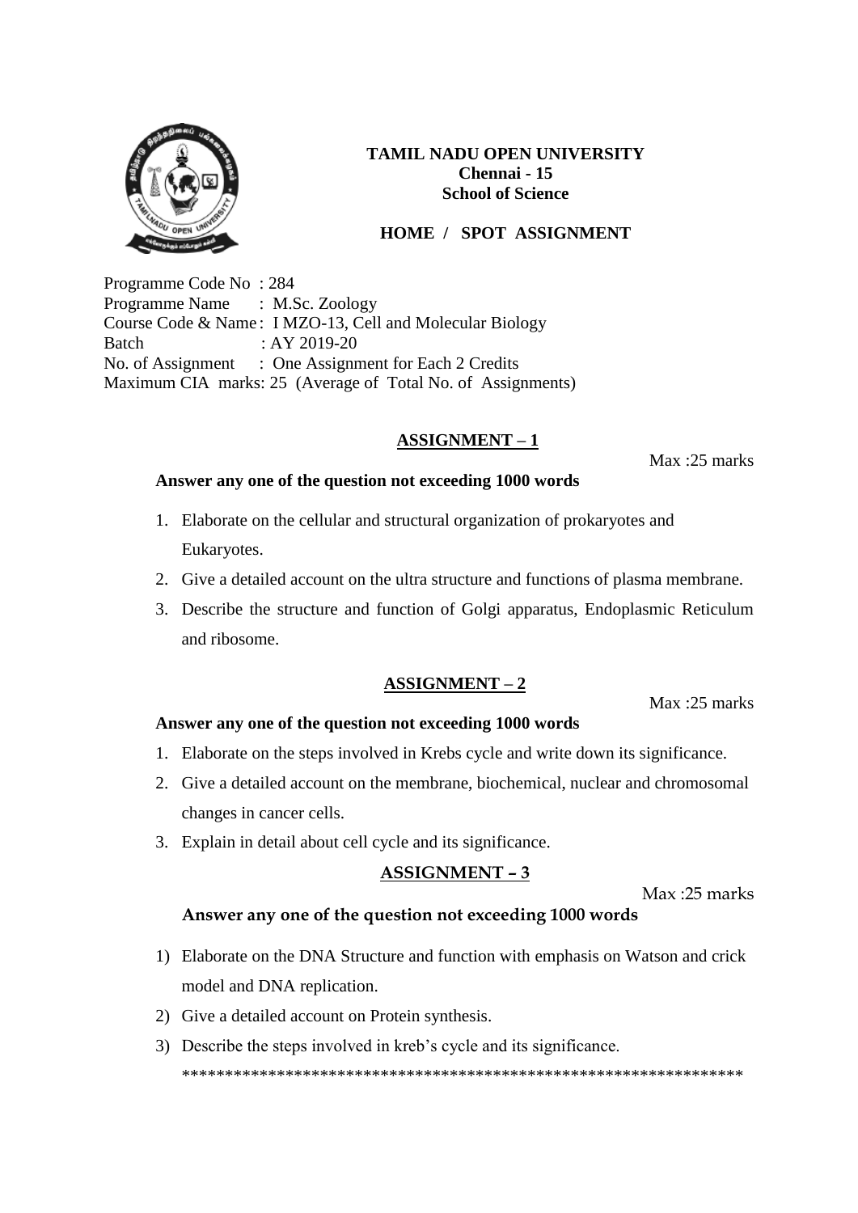**TAMIL NADU OPEN UNIVERSITY**
**Chennai - 15**
**School of Science**

**HOME / SPOT ASSIGNMENT**

Programme Code No : 284
Programme Name : M.Sc. Zoology
Course Code & Name : I MZO-13, Cell and Molecular Biology
Batch : AY 2019-20
No. of Assignment : One Assignment for Each 2 Credits
Maximum CIA marks: 25 (Average of Total No. of Assignments)

## ASSIGNMENT – 1

Max :25 marks

**Answer any one of the question not exceeding 1000 words**

1. Elaborate on the cellular and structural organization of prokaryotes and Eukaryotes.
2. Give a detailed account on the ultra structure and functions of plasma membrane.
3. Describe the structure and function of Golgi apparatus, Endoplasmic Reticulum and ribosome.

## ASSIGNMENT – 2

Max :25 marks

**Answer any one of the question not exceeding 1000 words**

1. Elaborate on the steps involved in Krebs cycle and write down its significance.
2. Give a detailed account on the membrane, biochemical, nuclear and chromosomal changes in cancer cells.
3. Explain in detail about cell cycle and its significance.

## ASSIGNMENT – 3

Max :25 marks

**Answer any one of the question not exceeding 1000 words**

1) Elaborate on the DNA Structure and function with emphasis on Watson and crick model and DNA replication.
2) Give a detailed account on Protein synthesis.
3) Describe the steps involved in kreb's cycle and its significance.

*****************************************************************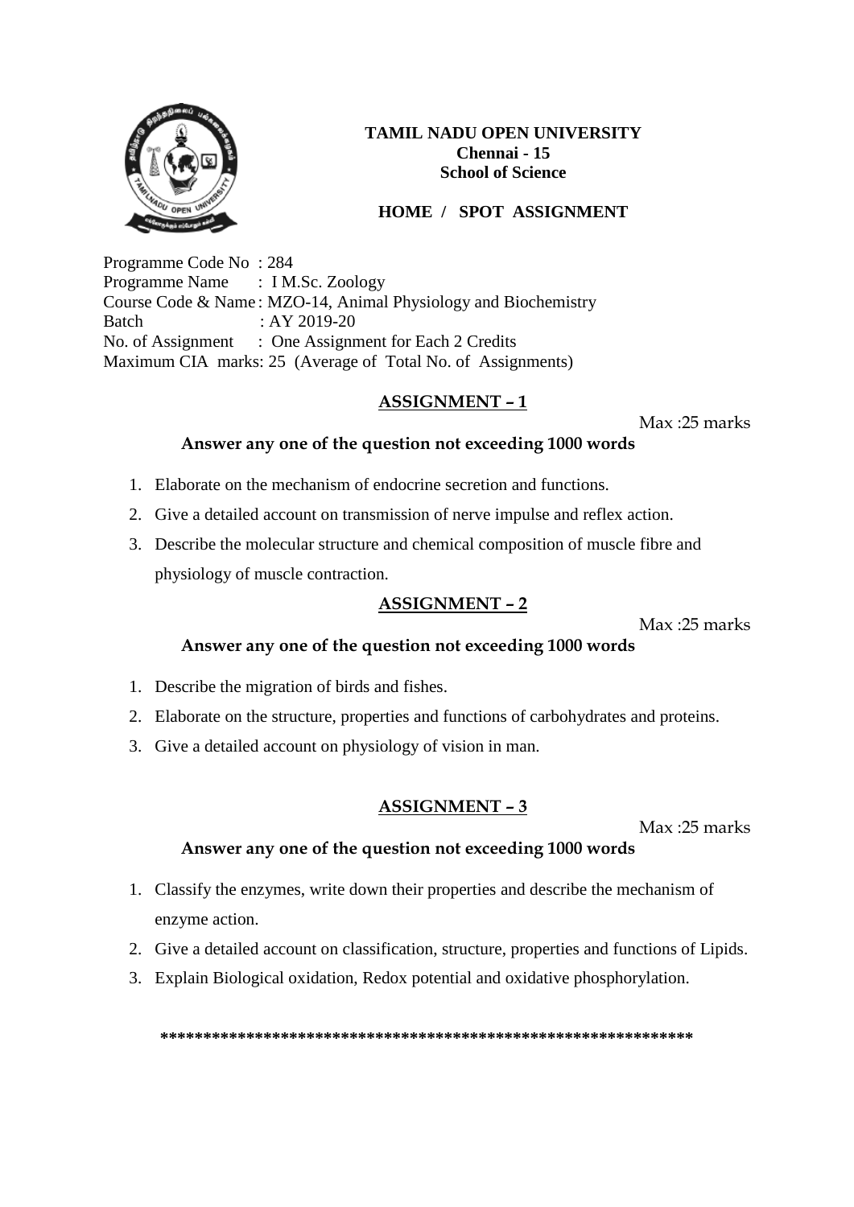**TAMIL NADU OPEN UNIVERSITY**
**Chennai - 15**
**School of Science**

**HOME / SPOT ASSIGNMENT**

Programme Code No : 284
Programme Name : I M.Sc. Zoology
Course Code & Name : MZO-14, Animal Physiology and Biochemistry
Batch : AY 2019-20
No. of Assignment : One Assignment for Each 2 Credits
Maximum CIA marks: 25 (Average of Total No. of Assignments)

## ASSIGNMENT – 1

Max :25 marks

**Answer any one of the question not exceeding 1000 words**

1. Elaborate on the mechanism of endocrine secretion and functions.
2. Give a detailed account on transmission of nerve impulse and reflex action.
3. Describe the molecular structure and chemical composition of muscle fibre and physiology of muscle contraction.

## ASSIGNMENT – 2

Max :25 marks

**Answer any one of the question not exceeding 1000 words**

1. Describe the migration of birds and fishes.
2. Elaborate on the structure, properties and functions of carbohydrates and proteins.
3. Give a detailed account on physiology of vision in man.

## ASSIGNMENT – 3

Max :25 marks

**Answer any one of the question not exceeding 1000 words**

1. Classify the enzymes, write down their properties and describe the mechanism of enzyme action.
2. Give a detailed account on classification, structure, properties and functions of Lipids.
3. Explain Biological oxidation, Redox potential and oxidative phosphorylation.

**************************************************************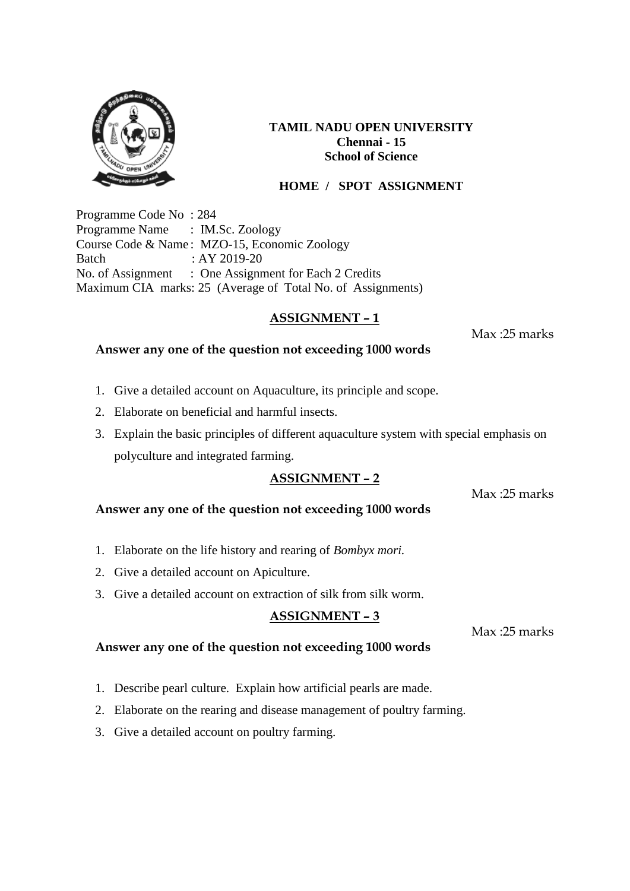**TAMIL NADU OPEN UNIVERSITY**
**Chennai - 15**
**School of Science**

**HOME / SPOT ASSIGNMENT**

Programme Code No : 284
Programme Name : IM.Sc. Zoology
Course Code & Name : MZO-15, Economic Zoology
Batch : AY 2019-20
No. of Assignment : One Assignment for Each 2 Credits
Maximum CIA marks: 25 (Average of Total No. of Assignments)

## ASSIGNMENT – 1

Max :25 marks

**Answer any one of the question not exceeding 1000 words**

1. Give a detailed account on Aquaculture, its principle and scope.
2. Elaborate on beneficial and harmful insects.
3. Explain the basic principles of different aquaculture system with special emphasis on polyculture and integrated farming.

## ASSIGNMENT – 2

Max :25 marks

**Answer any one of the question not exceeding 1000 words**

1. Elaborate on the life history and rearing of *Bombyx mori.*
2. Give a detailed account on Apiculture.
3. Give a detailed account on extraction of silk from silk worm.

## ASSIGNMENT – 3

Max :25 marks

**Answer any one of the question not exceeding 1000 words**

1. Describe pearl culture. Explain how artificial pearls are made.
2. Elaborate on the rearing and disease management of poultry farming.
3. Give a detailed account on poultry farming.